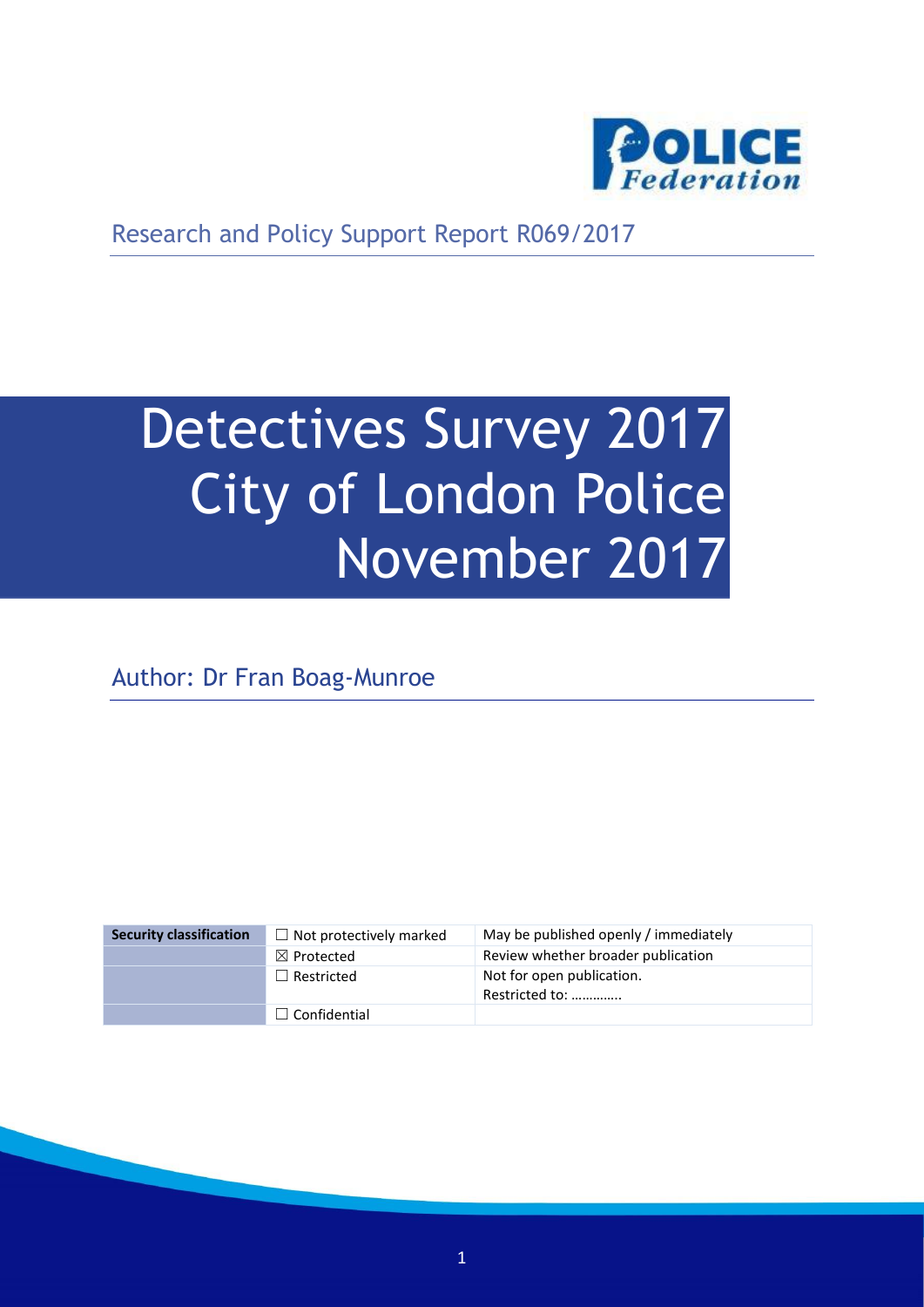Research and Policy Support Report R069/2017

# Detectives Survey 2017 City of London Police November 2017

Author: Dr Fran Boag-Munroe

| Security classification | ☐ Not protectively marked | May be published openly / immediately |
|---|---|---|
| | ☒ Protected | Review whether broader publication |
| | ☐ Restricted | Not for open publication. Restricted to: ………….. |
| | ☐ Confidential | |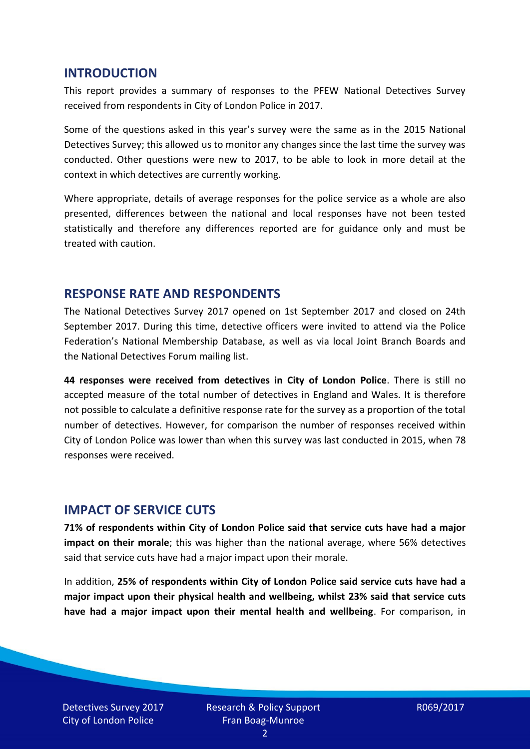## INTRODUCTION

This report provides a summary of responses to the PFEW National Detectives Survey received from respondents in City of London Police in 2017.

Some of the questions asked in this year's survey were the same as in the 2015 National Detectives Survey; this allowed us to monitor any changes since the last time the survey was conducted. Other questions were new to 2017, to be able to look in more detail at the context in which detectives are currently working.

Where appropriate, details of average responses for the police service as a whole are also presented, differences between the national and local responses have not been tested statistically and therefore any differences reported are for guidance only and must be treated with caution.

## RESPONSE RATE AND RESPONDENTS

The National Detectives Survey 2017 opened on 1st September 2017 and closed on 24th September 2017. During this time, detective officers were invited to attend via the Police Federation's National Membership Database, as well as via local Joint Branch Boards and the National Detectives Forum mailing list.

**44 responses were received from detectives in City of London Police**. There is still no accepted measure of the total number of detectives in England and Wales. It is therefore not possible to calculate a definitive response rate for the survey as a proportion of the total number of detectives. However, for comparison the number of responses received within City of London Police was lower than when this survey was last conducted in 2015, when 78 responses were received.

## IMPACT OF SERVICE CUTS

**71% of respondents within City of London Police said that service cuts have had a major impact on their morale**; this was higher than the national average, where 56% detectives said that service cuts have had a major impact upon their morale.

In addition, **25% of respondents within City of London Police said service cuts have had a major impact upon their physical health and wellbeing, whilst 23% said that service cuts have had a major impact upon their mental health and wellbeing**. For comparison, in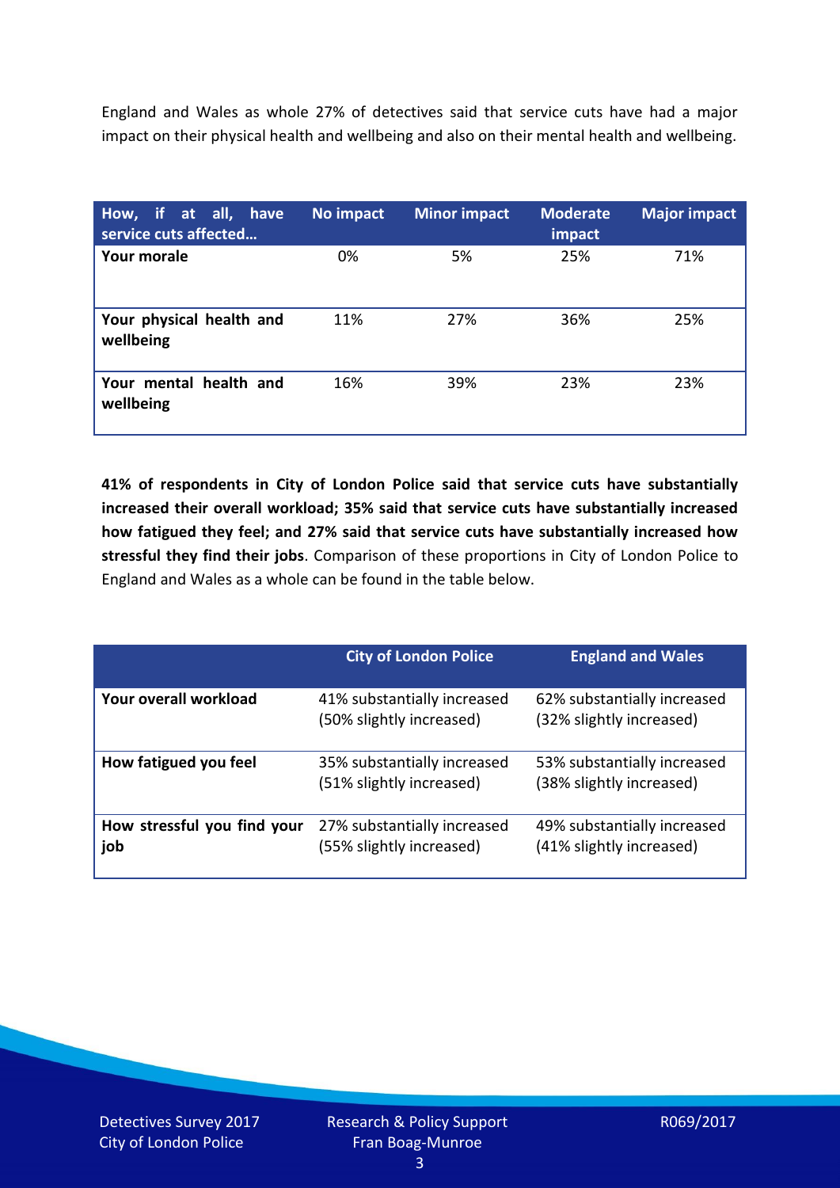England and Wales as whole 27% of detectives said that service cuts have had a major impact on their physical health and wellbeing and also on their mental health and wellbeing.

| How, if at all, have service cuts affected… | No impact | Minor impact | Moderate impact | Major impact |
|---|---|---|---|---|
| **Your morale** | 0% | 5% | 25% | 71% |
| **Your physical health and wellbeing** | 11% | 27% | 36% | 25% |
| **Your mental health and wellbeing** | 16% | 39% | 23% | 23% |

**41% of respondents in City of London Police said that service cuts have substantially increased their overall workload; 35% said that service cuts have substantially increased how fatigued they feel; and 27% said that service cuts have substantially increased how stressful they find their jobs**. Comparison of these proportions in City of London Police to England and Wales as a whole can be found in the table below.

| | City of London Police | England and Wales |
|---|---|---|
| **Your overall workload** | 41% substantially increased (50% slightly increased) | 62% substantially increased (32% slightly increased) |
| **How fatigued you feel** | 35% substantially increased (51% slightly increased) | 53% substantially increased (38% slightly increased) |
| **How stressful you find your job** | 27% substantially increased (55% slightly increased) | 49% substantially increased (41% slightly increased) |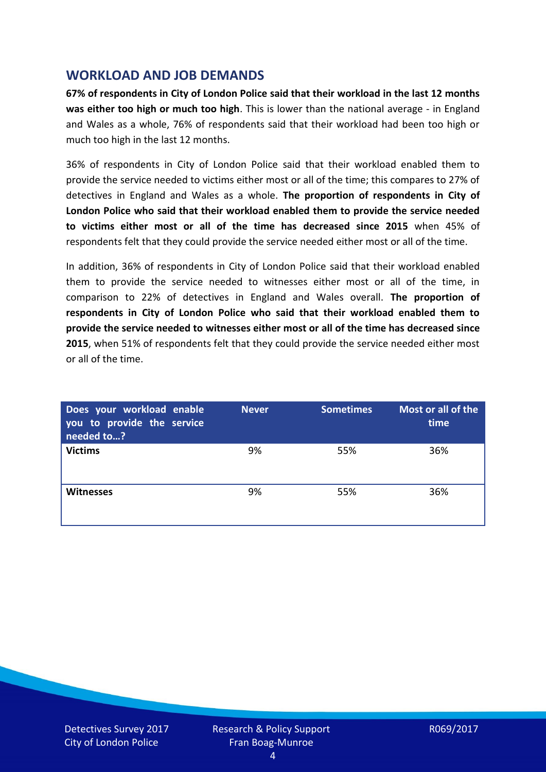## WORKLOAD AND JOB DEMANDS

**67% of respondents in City of London Police said that their workload in the last 12 months was either too high or much too high**. This is lower than the national average - in England and Wales as a whole, 76% of respondents said that their workload had been too high or much too high in the last 12 months.

36% of respondents in City of London Police said that their workload enabled them to provide the service needed to victims either most or all of the time; this compares to 27% of detectives in England and Wales as a whole. **The proportion of respondents in City of London Police who said that their workload enabled them to provide the service needed to victims either most or all of the time has decreased since 2015** when 45% of respondents felt that they could provide the service needed either most or all of the time.

In addition, 36% of respondents in City of London Police said that their workload enabled them to provide the service needed to witnesses either most or all of the time, in comparison to 22% of detectives in England and Wales overall. **The proportion of respondents in City of London Police who said that their workload enabled them to provide the service needed to witnesses either most or all of the time has decreased since 2015**, when 51% of respondents felt that they could provide the service needed either most or all of the time.

| Does your workload enable you to provide the service needed to…? | Never | Sometimes | Most or all of the time |
|---|---|---|---|
| **Victims** | 9% | 55% | 36% |
| **Witnesses** | 9% | 55% | 36% |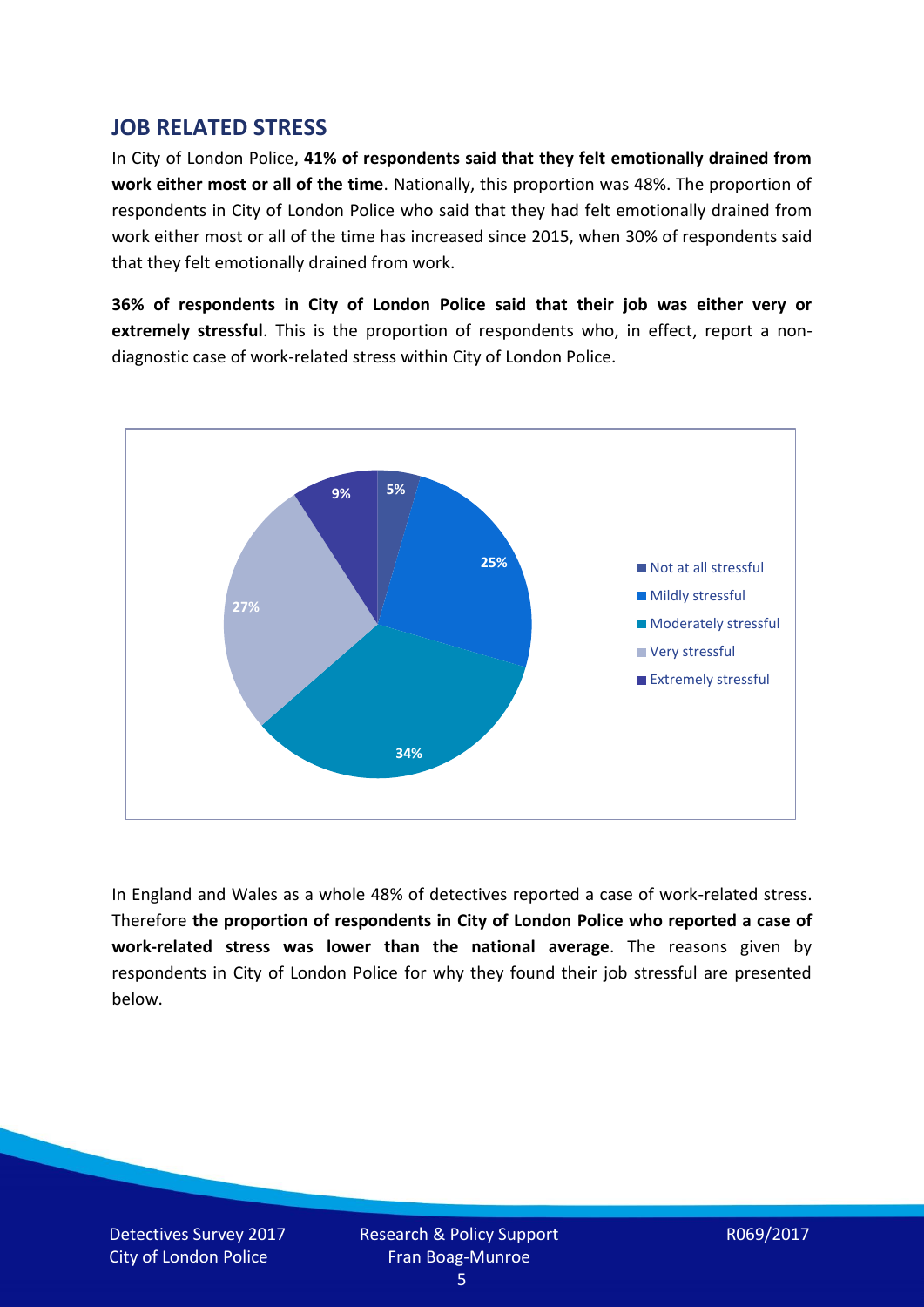## JOB RELATED STRESS

In City of London Police, **41% of respondents said that they felt emotionally drained from work either most or all of the time**. Nationally, this proportion was 48%. The proportion of respondents in City of London Police who said that they had felt emotionally drained from work either most or all of the time has increased since 2015, when 30% of respondents said that they felt emotionally drained from work.

**36% of respondents in City of London Police said that their job was either very or extremely stressful**. This is the proportion of respondents who, in effect, report a non-diagnostic case of work-related stress within City of London Police.

| Response | Percentage |
|---|---|
| Not at all stressful | 5% |
| Mildly stressful | 25% |
| Moderately stressful | 34% |
| Very stressful | 27% |
| Extremely stressful | 9% |

In England and Wales as a whole 48% of detectives reported a case of work-related stress. Therefore **the proportion of respondents in City of London Police who reported a case of work-related stress was lower than the national average**. The reasons given by respondents in City of London Police for why they found their job stressful are presented below.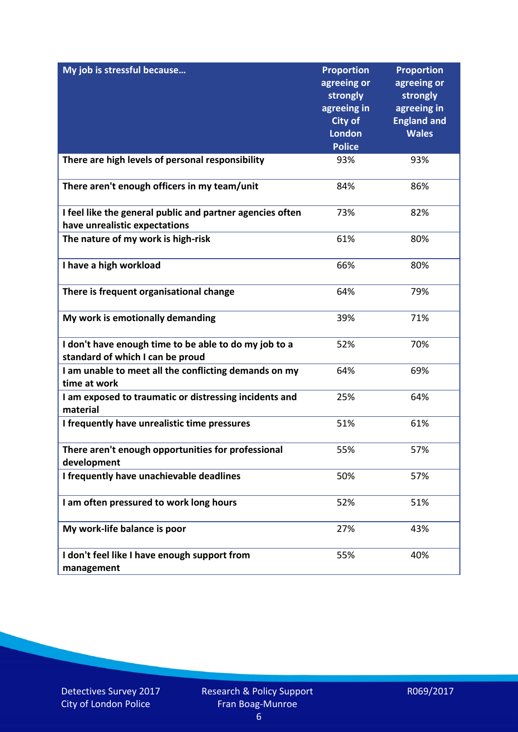| My job is stressful because… | Proportion agreeing or strongly agreeing in City of London Police | Proportion agreeing or strongly agreeing in England and Wales |
|---|---|---|
| There are high levels of personal responsibility | 93% | 93% |
| There aren't enough officers in my team/unit | 84% | 86% |
| I feel like the general public and partner agencies often have unrealistic expectations | 73% | 82% |
| The nature of my work is high-risk | 61% | 80% |
| I have a high workload | 66% | 80% |
| There is frequent organisational change | 64% | 79% |
| My work is emotionally demanding | 39% | 71% |
| I don't have enough time to be able to do my job to a standard of which I can be proud | 52% | 70% |
| I am unable to meet all the conflicting demands on my time at work | 64% | 69% |
| I am exposed to traumatic or distressing incidents and material | 25% | 64% |
| I frequently have unrealistic time pressures | 51% | 61% |
| There aren't enough opportunities for professional development | 55% | 57% |
| I frequently have unachievable deadlines | 50% | 57% |
| I am often pressured to work long hours | 52% | 51% |
| My work-life balance is poor | 27% | 43% |
| I don't feel like I have enough support from management | 55% | 40% |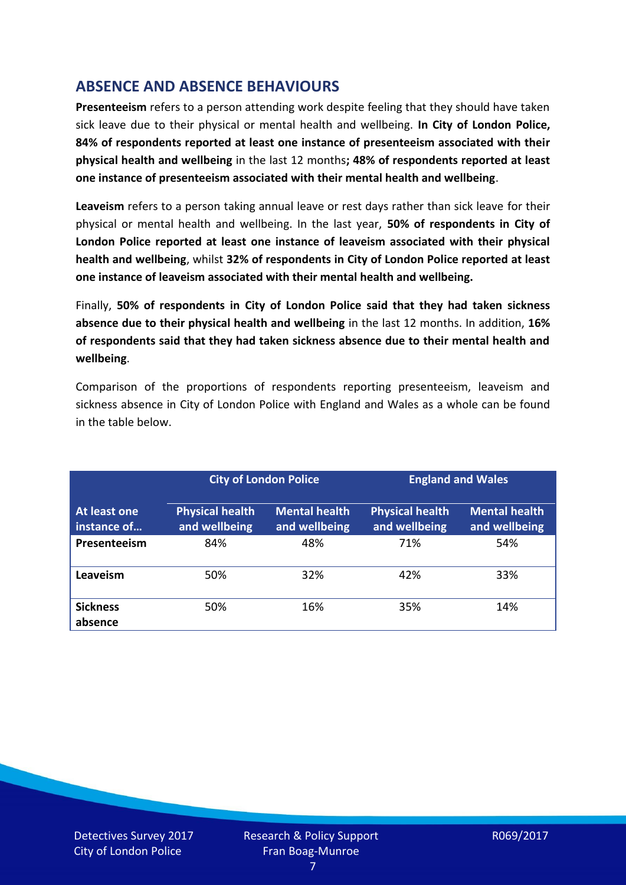## ABSENCE AND ABSENCE BEHAVIOURS

**Presenteeism** refers to a person attending work despite feeling that they should have taken sick leave due to their physical or mental health and wellbeing. **In City of London Police, 84% of respondents reported at least one instance of presenteeism associated with their physical health and wellbeing** in the last 12 months**; 48% of respondents reported at least one instance of presenteeism associated with their mental health and wellbeing**.

**Leaveism** refers to a person taking annual leave or rest days rather than sick leave for their physical or mental health and wellbeing. In the last year, **50% of respondents in City of London Police reported at least one instance of leaveism associated with their physical health and wellbeing**, whilst **32% of respondents in City of London Police reported at least one instance of leaveism associated with their mental health and wellbeing.**

Finally, **50% of respondents in City of London Police said that they had taken sickness absence due to their physical health and wellbeing** in the last 12 months. In addition, **16% of respondents said that they had taken sickness absence due to their mental health and wellbeing**.

Comparison of the proportions of respondents reporting presenteeism, leaveism and sickness absence in City of London Police with England and Wales as a whole can be found in the table below.

| | City of London Police | | England and Wales | |
|---|---|---|---|---|
| **At least one instance of…** | **Physical health and wellbeing** | **Mental health and wellbeing** | **Physical health and wellbeing** | **Mental health and wellbeing** |
| **Presenteeism** | 84% | 48% | 71% | 54% |
| **Leaveism** | 50% | 32% | 42% | 33% |
| **Sickness absence** | 50% | 16% | 35% | 14% |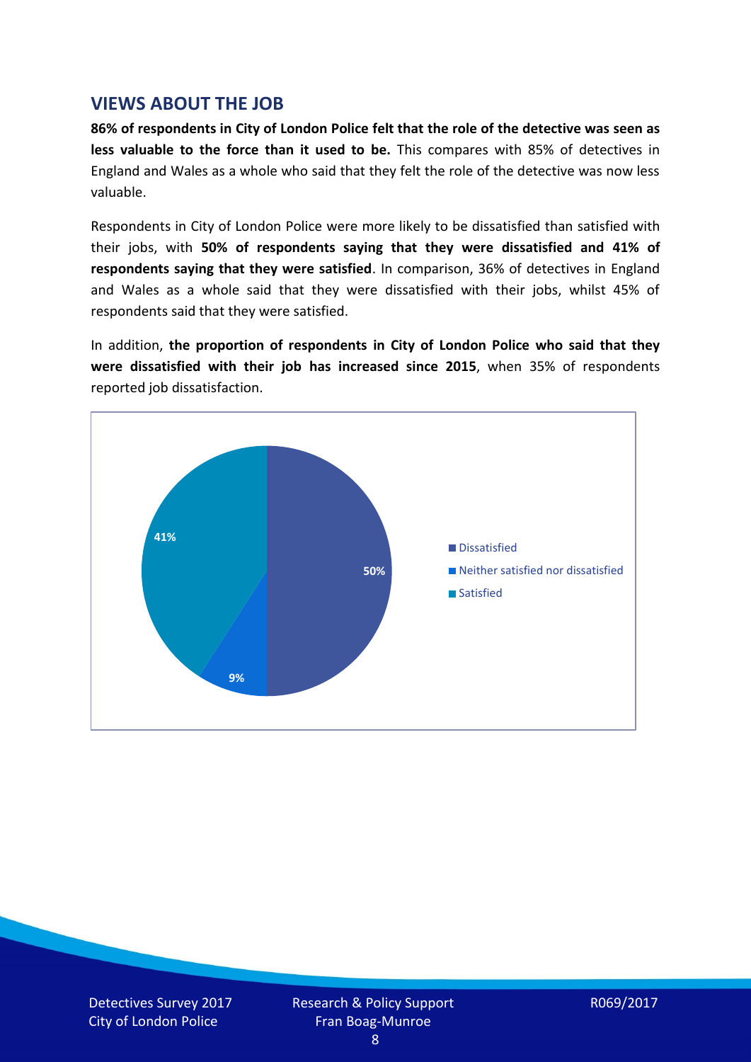## VIEWS ABOUT THE JOB

**86% of respondents in City of London Police felt that the role of the detective was seen as less valuable to the force than it used to be.** This compares with 85% of detectives in England and Wales as a whole who said that they felt the role of the detective was now less valuable.

Respondents in City of London Police were more likely to be dissatisfied than satisfied with their jobs, with **50% of respondents saying that they were dissatisfied and 41% of respondents saying that they were satisfied**. In comparison, 36% of detectives in England and Wales as a whole said that they were dissatisfied with their jobs, whilst 45% of respondents said that they were satisfied.

In addition, **the proportion of respondents in City of London Police who said that they were dissatisfied with their job has increased since 2015**, when 35% of respondents reported job dissatisfaction.

| Response | Percentage |
|---|---|
| Dissatisfied | 50% |
| Neither satisfied nor dissatisfied | 9% |
| Satisfied | 41% |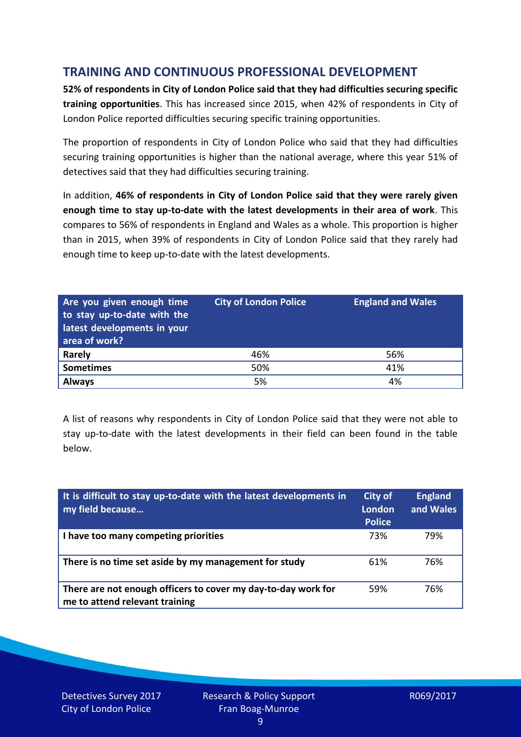## TRAINING AND CONTINUOUS PROFESSIONAL DEVELOPMENT

**52% of respondents in City of London Police said that they had difficulties securing specific training opportunities**. This has increased since 2015, when 42% of respondents in City of London Police reported difficulties securing specific training opportunities.

The proportion of respondents in City of London Police who said that they had difficulties securing training opportunities is higher than the national average, where this year 51% of detectives said that they had difficulties securing training.

In addition, **46% of respondents in City of London Police said that they were rarely given enough time to stay up-to-date with the latest developments in their area of work**. This compares to 56% of respondents in England and Wales as a whole. This proportion is higher than in 2015, when 39% of respondents in City of London Police said that they rarely had enough time to keep up-to-date with the latest developments.

| Are you given enough time to stay up-to-date with the latest developments in your area of work? | City of London Police | England and Wales |
|---|---|---|
| **Rarely** | 46% | 56% |
| **Sometimes** | 50% | 41% |
| **Always** | 5% | 4% |

A list of reasons why respondents in City of London Police said that they were not able to stay up-to-date with the latest developments in their field can been found in the table below.

| It is difficult to stay up-to-date with the latest developments in my field because… | City of London Police | England and Wales |
|---|---|---|
| **I have too many competing priorities** | 73% | 79% |
| **There is no time set aside by my management for study** | 61% | 76% |
| **There are not enough officers to cover my day-to-day work for me to attend relevant training** | 59% | 76% |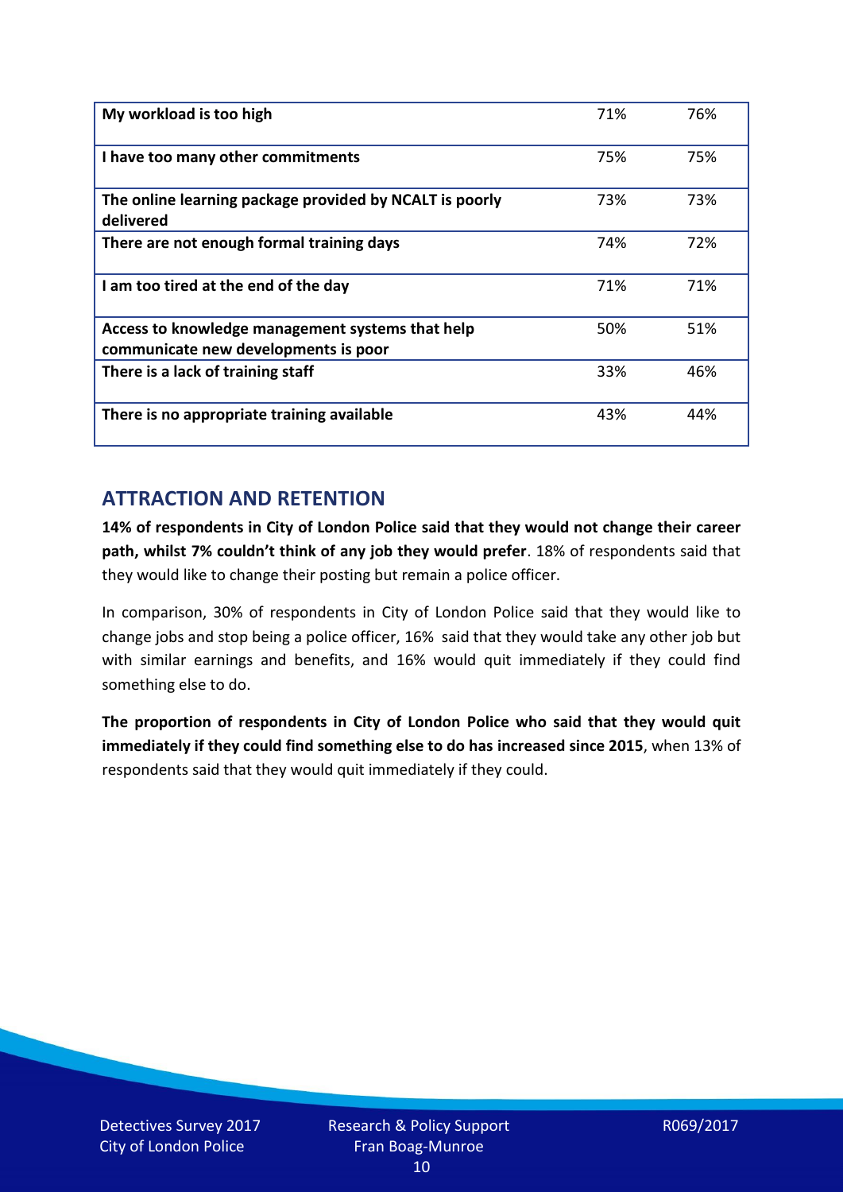| My workload is too high | 71% | 76% |
|---|---|---|
| I have too many other commitments | 75% | 75% |
| The online learning package provided by NCALT is poorly delivered | 73% | 73% |
| There are not enough formal training days | 74% | 72% |
| I am too tired at the end of the day | 71% | 71% |
| Access to knowledge management systems that help communicate new developments is poor | 50% | 51% |
| There is a lack of training staff | 33% | 46% |
| There is no appropriate training available | 43% | 44% |

## ATTRACTION AND RETENTION

**14% of respondents in City of London Police said that they would not change their career path, whilst 7% couldn't think of any job they would prefer**. 18% of respondents said that they would like to change their posting but remain a police officer.

In comparison, 30% of respondents in City of London Police said that they would like to change jobs and stop being a police officer, 16% said that they would take any other job but with similar earnings and benefits, and 16% would quit immediately if they could find something else to do.

**The proportion of respondents in City of London Police who said that they would quit immediately if they could find something else to do has increased since 2015**, when 13% of respondents said that they would quit immediately if they could.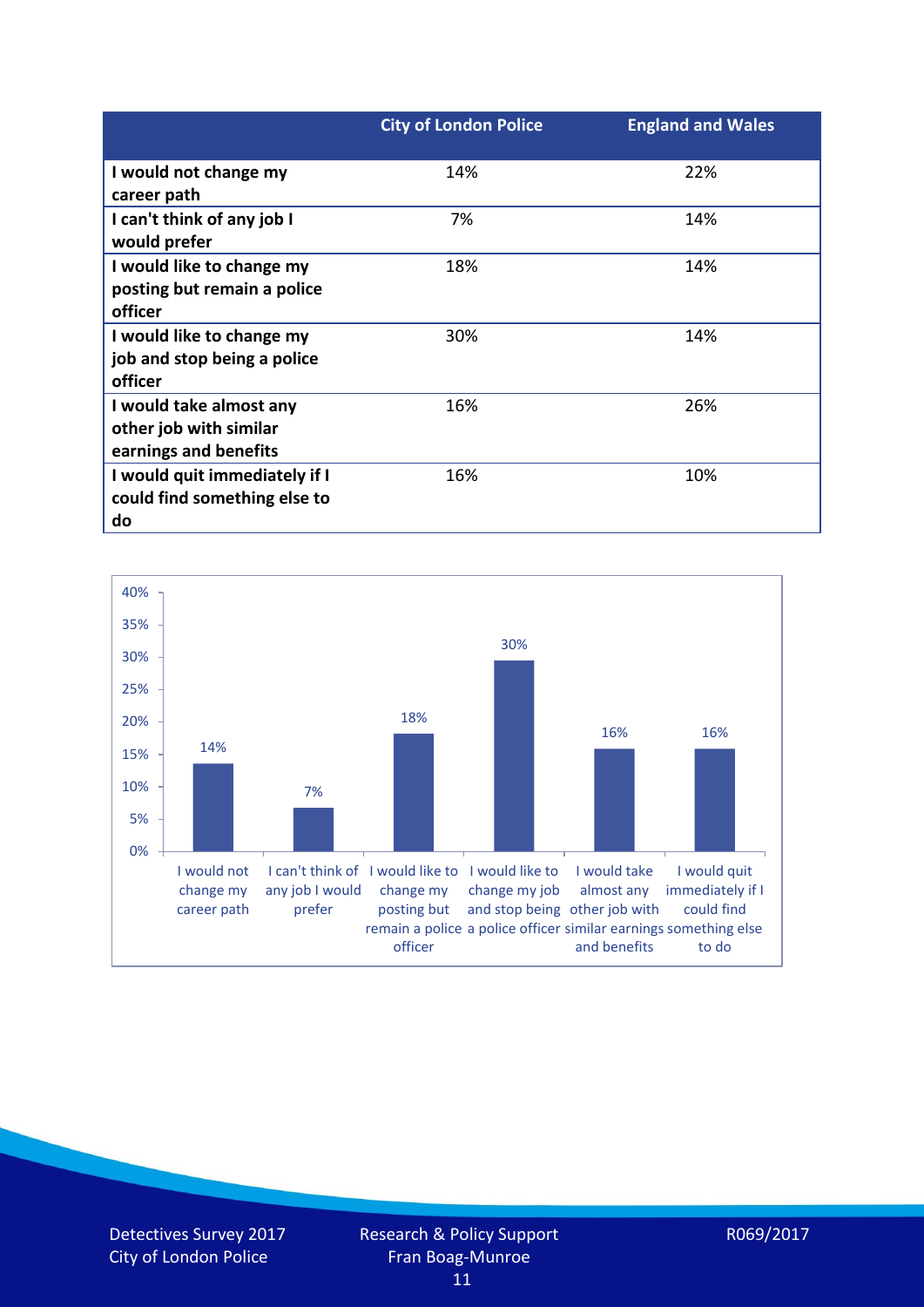| | City of London Police | England and Wales |
|---|---|---|
| I would not change my career path | 14% | 22% |
| I can't think of any job I would prefer | 7% | 14% |
| I would like to change my posting but remain a police officer | 18% | 14% |
| I would like to change my job and stop being a police officer | 30% | 14% |
| I would take almost any other job with similar earnings and benefits | 16% | 26% |
| I would quit immediately if I could find something else to do | 16% | 10% |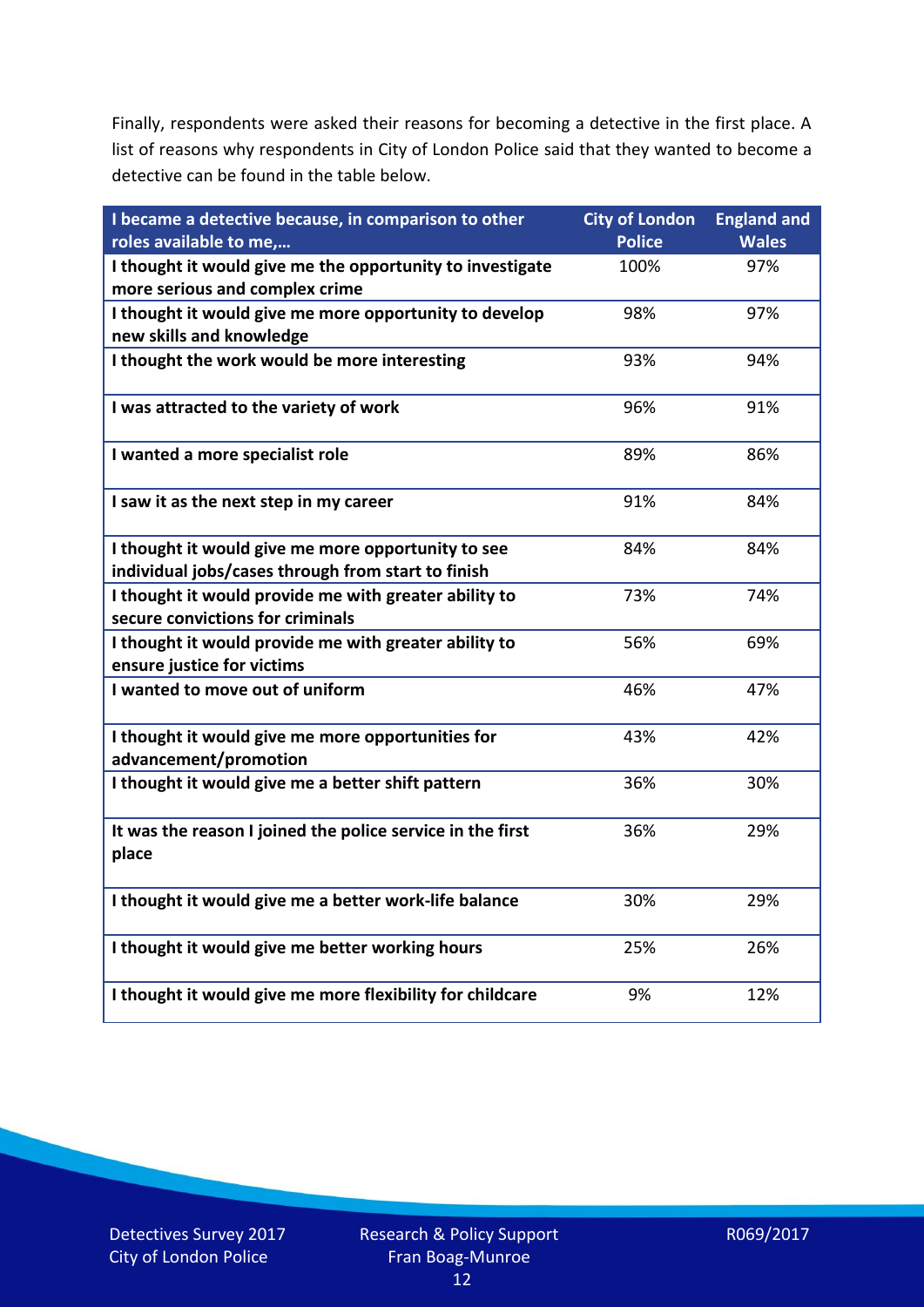Finally, respondents were asked their reasons for becoming a detective in the first place. A list of reasons why respondents in City of London Police said that they wanted to become a detective can be found in the table below.

| I became a detective because, in comparison to other roles available to me,… | City of London Police | England and Wales |
|---|---|---|
| I thought it would give me the opportunity to investigate more serious and complex crime | 100% | 97% |
| I thought it would give me more opportunity to develop new skills and knowledge | 98% | 97% |
| I thought the work would be more interesting | 93% | 94% |
| I was attracted to the variety of work | 96% | 91% |
| I wanted a more specialist role | 89% | 86% |
| I saw it as the next step in my career | 91% | 84% |
| I thought it would give me more opportunity to see individual jobs/cases through from start to finish | 84% | 84% |
| I thought it would provide me with greater ability to secure convictions for criminals | 73% | 74% |
| I thought it would provide me with greater ability to ensure justice for victims | 56% | 69% |
| I wanted to move out of uniform | 46% | 47% |
| I thought it would give me more opportunities for advancement/promotion | 43% | 42% |
| I thought it would give me a better shift pattern | 36% | 30% |
| It was the reason I joined the police service in the first place | 36% | 29% |
| I thought it would give me a better work-life balance | 30% | 29% |
| I thought it would give me better working hours | 25% | 26% |
| I thought it would give me more flexibility for childcare | 9% | 12% |